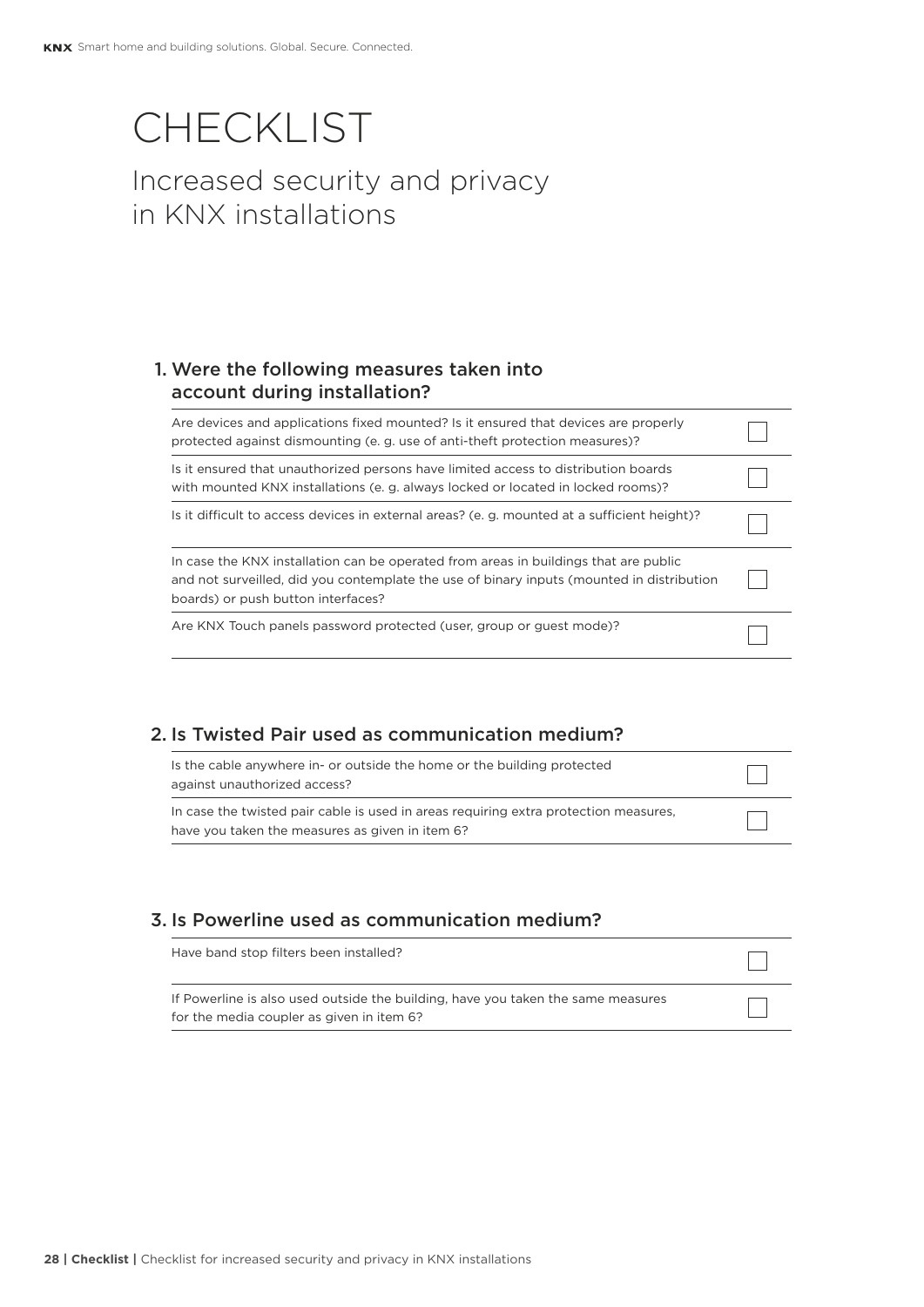# CHECKLIST

## Increased security and privacy in KNX installations

### 1. Were the following measures taken into account during installation?

| | |
|---|---|
| Are devices and applications fixed mounted? Is it ensured that devices are properly protected against dismounting (e. g. use of anti-theft protection measures)? | ☐ |
| Is it ensured that unauthorized persons have limited access to distribution boards with mounted KNX installations (e. g. always locked or located in locked rooms)? | ☐ |
| Is it difficult to access devices in external areas? (e. g. mounted at a sufficient height)? | ☐ |
| In case the KNX installation can be operated from areas in buildings that are public and not surveilled, did you contemplate the use of binary inputs (mounted in distribution boards) or push button interfaces? | ☐ |
| Are KNX Touch panels password protected (user, group or guest mode)? | ☐ |

### 2. Is Twisted Pair used as communication medium?

| | |
|---|---|
| Is the cable anywhere in- or outside the home or the building protected against unauthorized access? | ☐ |
| In case the twisted pair cable is used in areas requiring extra protection measures, have you taken the measures as given in item 6? | ☐ |

### 3. Is Powerline used as communication medium?

| | |
|---|---|
| Have band stop filters been installed? | ☐ |
| If Powerline is also used outside the building, have you taken the same measures for the media coupler as given in item 6? | ☐ |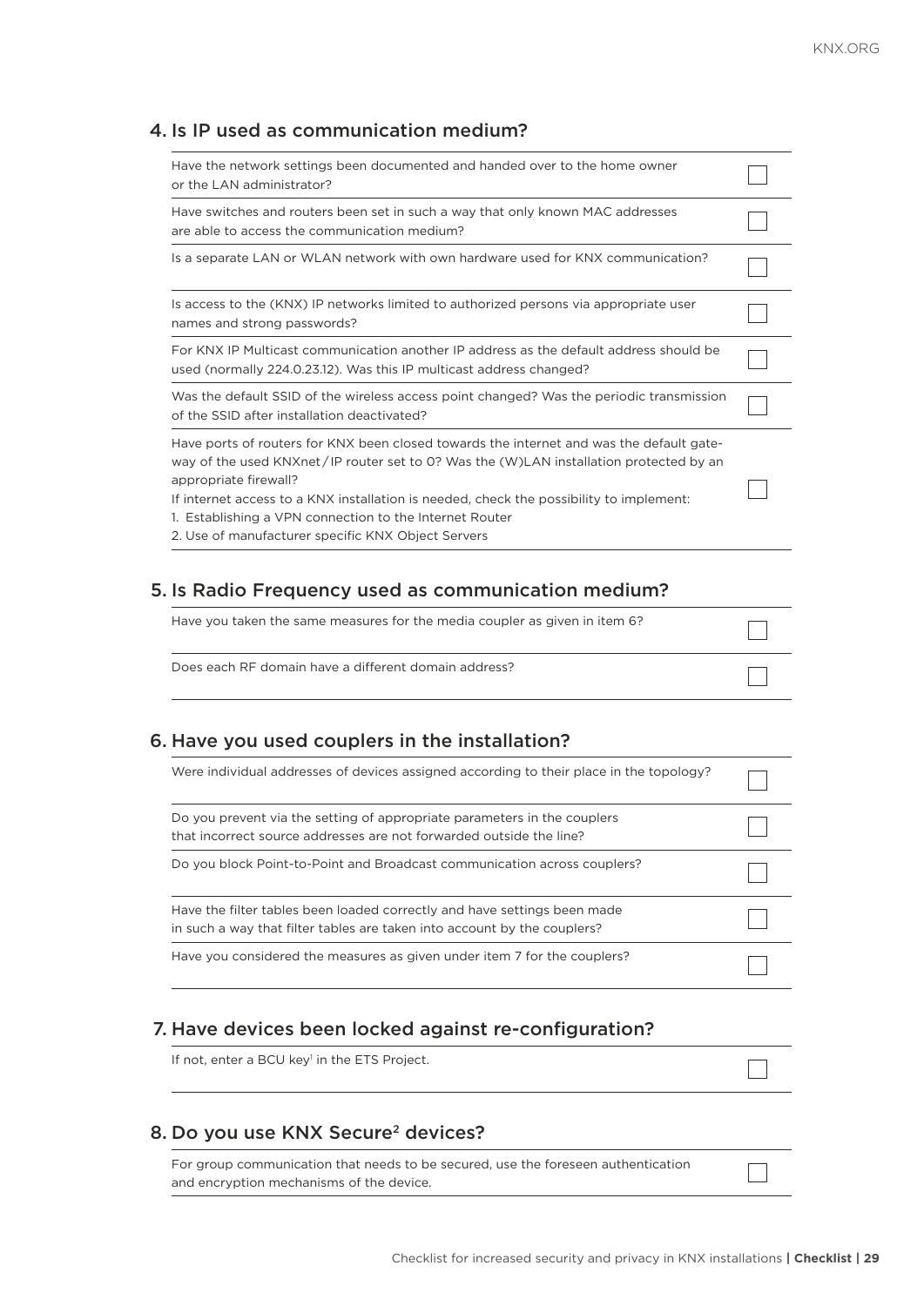## 4. Is IP used as communication medium?

| | |
|---|---|
| Have the network settings been documented and handed over to the home owner or the LAN administrator? | ☐ |
| Have switches and routers been set in such a way that only known MAC addresses are able to access the communication medium? | ☐ |
| Is a separate LAN or WLAN network with own hardware used for KNX communication? | ☐ |
| Is access to the (KNX) IP networks limited to authorized persons via appropriate user names and strong passwords? | ☐ |
| For KNX IP Multicast communication another IP address as the default address should be used (normally 224.0.23.12). Was this IP multicast address changed? | ☐ |
| Was the default SSID of the wireless access point changed? Was the periodic transmission of the SSID after installation deactivated? | ☐ |
| Have ports of routers for KNX been closed towards the internet and was the default gateway of the used KNXnet/IP router set to 0? Was the (W)LAN installation protected by an appropriate firewall?<br>If internet access to a KNX installation is needed, check the possibility to implement:<br>1. Establishing a VPN connection to the Internet Router<br>2. Use of manufacturer specific KNX Object Servers | ☐ |

## 5. Is Radio Frequency used as communication medium?

| | |
|---|---|
| Have you taken the same measures for the media coupler as given in item 6? | ☐ |
| Does each RF domain have a different domain address? | ☐ |

## 6. Have you used couplers in the installation?

| | |
|---|---|
| Were individual addresses of devices assigned according to their place in the topology? | ☐ |
| Do you prevent via the setting of appropriate parameters in the couplers that incorrect source addresses are not forwarded outside the line? | ☐ |
| Do you block Point-to-Point and Broadcast communication across couplers? | ☐ |
| Have the filter tables been loaded correctly and have settings been made in such a way that filter tables are taken into account by the couplers? | ☐ |
| Have you considered the measures as given under item 7 for the couplers? | ☐ |

## 7. Have devices been locked against re-configuration?

| | |
|---|---|
| If not, enter a BCU key[1] in the ETS Project. | ☐ |

## 8. Do you use KNX Secure[2] devices?

| | |
|---|---|
| For group communication that needs to be secured, use the foreseen authentication and encryption mechanisms of the device. | ☐ |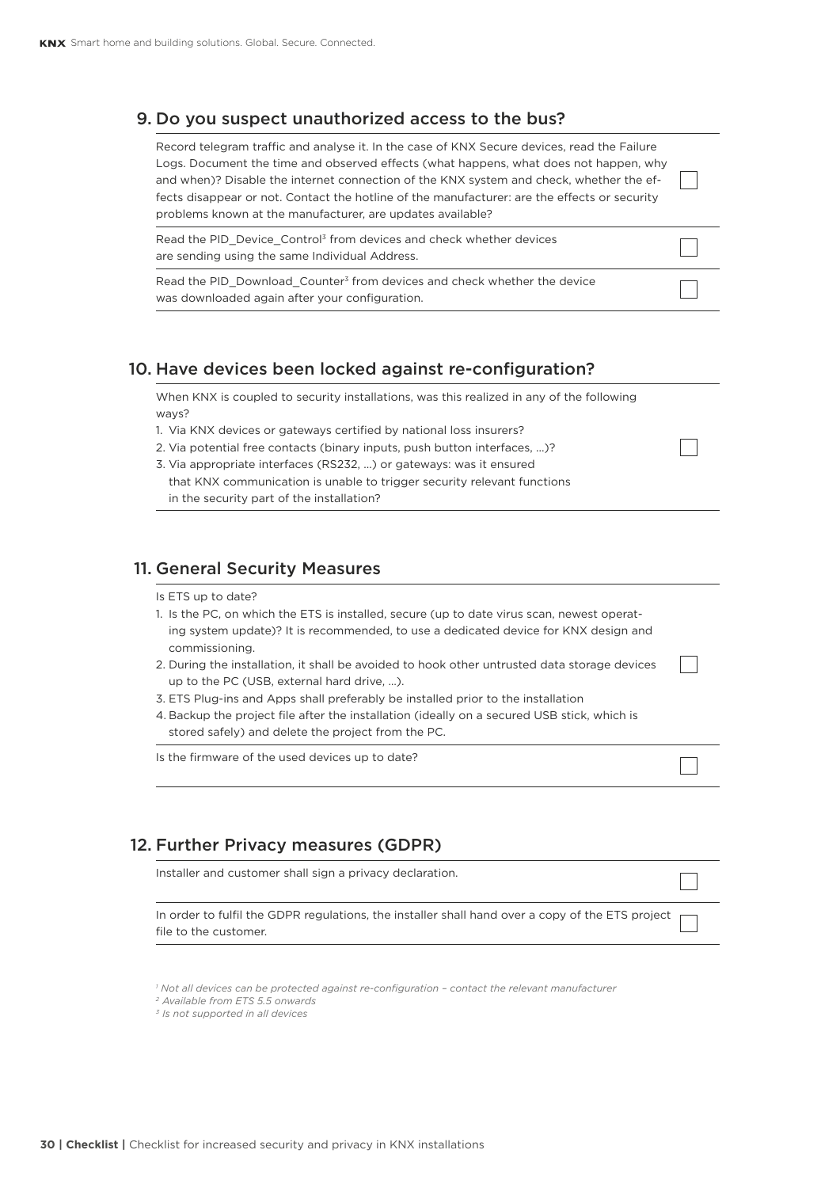## 9. Do you suspect unauthorized access to the bus?

Record telegram traffic and analyse it. In the case of KNX Secure devices, read the Failure Logs. Document the time and observed effects (what happens, what does not happen, why and when)? Disable the internet connection of the KNX system and check, whether the effects disappear or not. Contact the hotline of the manufacturer: are the effects or security problems known at the manufacturer, are updates available? ☐

Read the PID_Device_Control[3] from devices and check whether devices are sending using the same Individual Address. ☐

Read the PID_Download_Counter[3] from devices and check whether the device was downloaded again after your configuration. ☐

## 10. Have devices been locked against re-configuration?

When KNX is coupled to security installations, was this realized in any of the following ways?

1. Via KNX devices or gateways certified by national loss insurers?
2. Via potential free contacts (binary inputs, push button interfaces, …)?
3. Via appropriate interfaces (RS232, …) or gateways: was it ensured that KNX communication is unable to trigger security relevant functions in the security part of the installation?

☐

## 11. General Security Measures

Is ETS up to date?

1. Is the PC, on which the ETS is installed, secure (up to date virus scan, newest operating system update)? It is recommended, to use a dedicated device for KNX design and commissioning.
2. During the installation, it shall be avoided to hook other untrusted data storage devices up to the PC (USB, external hard drive, …).
3. ETS Plug-ins and Apps shall preferably be installed prior to the installation
4. Backup the project file after the installation (ideally on a secured USB stick, which is stored safely) and delete the project from the PC.

☐

Is the firmware of the used devices up to date? ☐

## 12. Further Privacy measures (GDPR)

Installer and customer shall sign a privacy declaration. ☐

In order to fulfil the GDPR regulations, the installer shall hand over a copy of the ETS project file to the customer. ☐

*[1] Not all devices can be protected against re-configuration – contact the relevant manufacturer*
*[2] Available from ETS 5.5 onwards*
*[3] Is not supported in all devices*